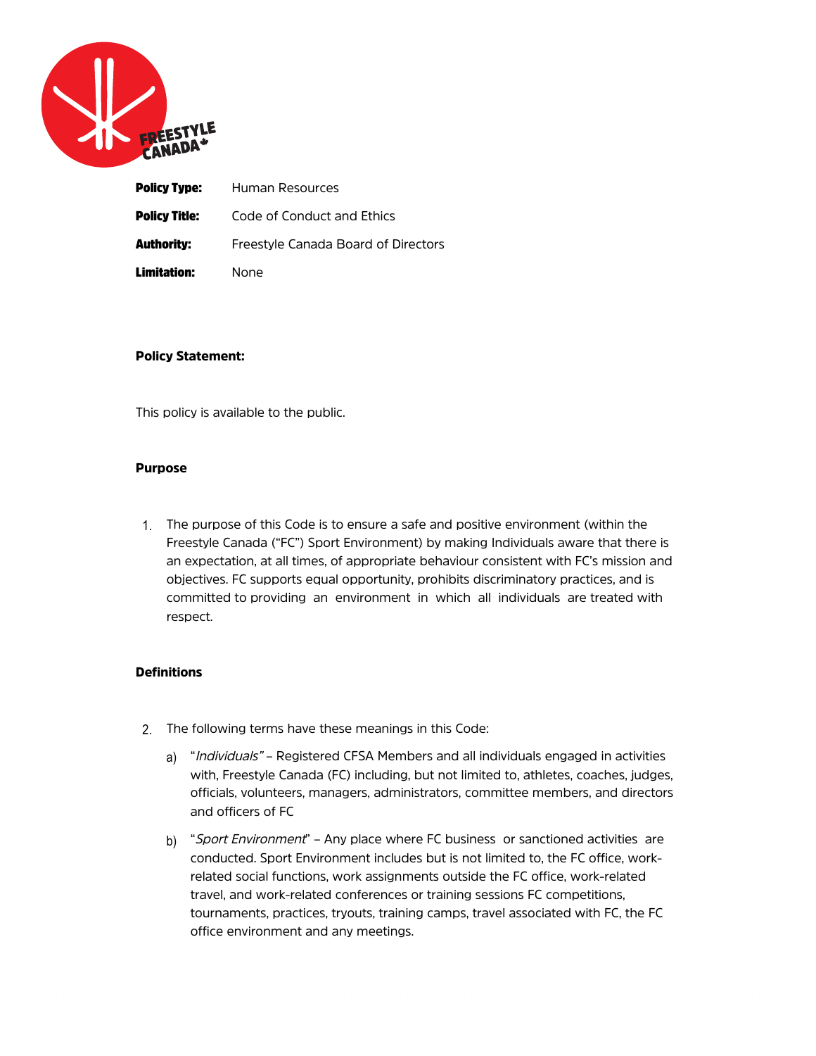**Policy Type:** Human Resources

**Policy Title:** Code of Conduct and Ethics

**Authority:** Freestyle Canada Board of Directors

**Limitation:** None

**Policy Statement:**

This policy is available to the public.

**Purpose**

1. The purpose of this Code is to ensure a safe and positive environment (within the Freestyle Canada ("FC") Sport Environment) by making Individuals aware that there is an expectation, at all times, of appropriate behaviour consistent with FC's mission and objectives. FC supports equal opportunity, prohibits discriminatory practices, and is committed to providing an environment in which all individuals are treated with respect.

**Definitions**

2. The following terms have these meanings in this Code:

   a) "*Individuals*" – Registered CFSA Members and all individuals engaged in activities with, Freestyle Canada (FC) including, but not limited to, athletes, coaches, judges, officials, volunteers, managers, administrators, committee members, and directors and officers of FC

   b) "*Sport Environment*" – Any place where FC business or sanctioned activities are conducted. Sport Environment includes but is not limited to, the FC office, work-related social functions, work assignments outside the FC office, work-related travel, and work-related conferences or training sessions FC competitions, tournaments, practices, tryouts, training camps, travel associated with FC, the FC office environment and any meetings.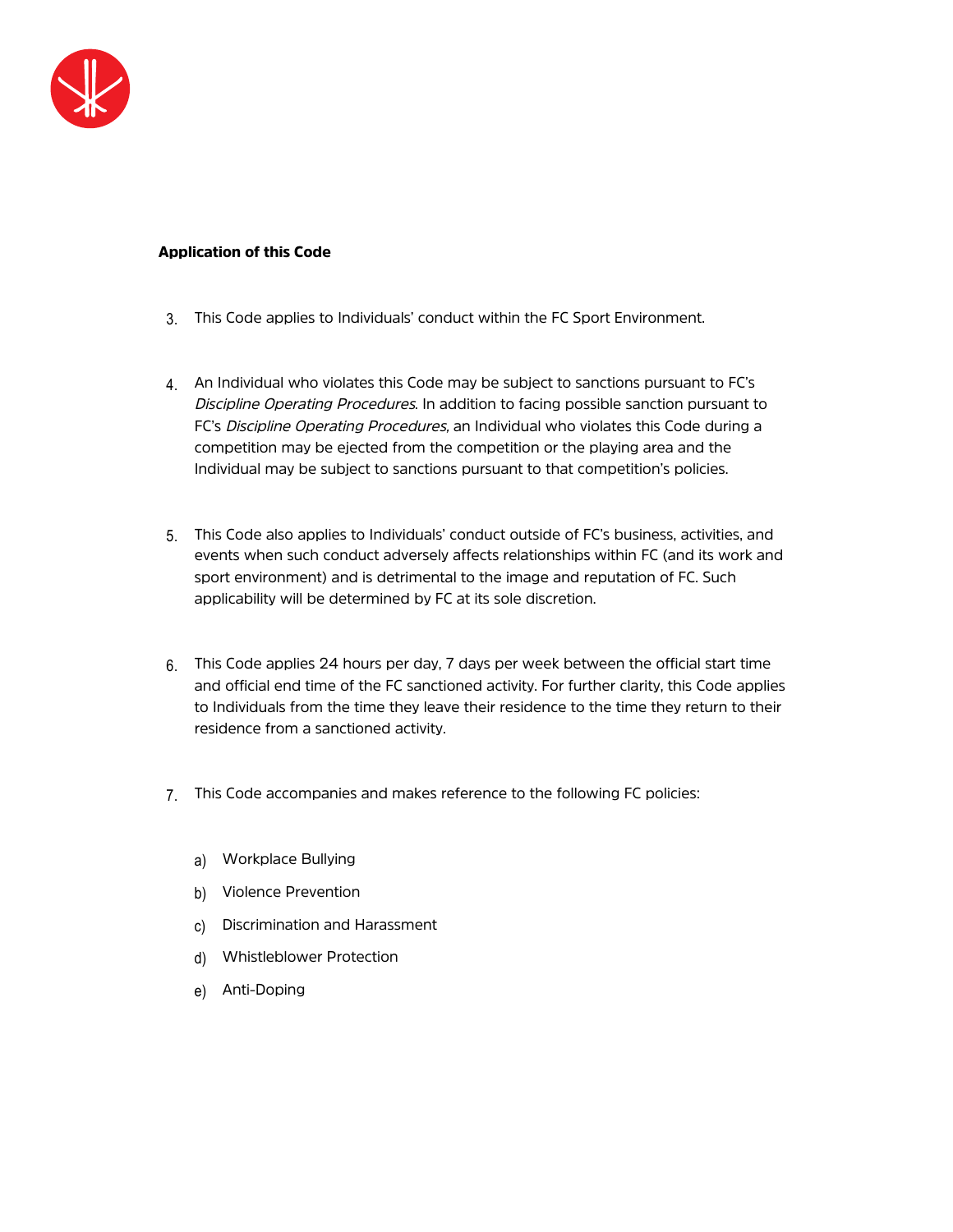**Application of this Code**

3. This Code applies to Individuals' conduct within the FC Sport Environment.

4. An Individual who violates this Code may be subject to sanctions pursuant to FC's *Discipline Operating Procedures*. In addition to facing possible sanction pursuant to FC's *Discipline Operating Procedures*, an Individual who violates this Code during a competition may be ejected from the competition or the playing area and the Individual may be subject to sanctions pursuant to that competition's policies.

5. This Code also applies to Individuals' conduct outside of FC's business, activities, and events when such conduct adversely affects relationships within FC (and its work and sport environment) and is detrimental to the image and reputation of FC. Such applicability will be determined by FC at its sole discretion.

6. This Code applies 24 hours per day, 7 days per week between the official start time and official end time of the FC sanctioned activity. For further clarity, this Code applies to Individuals from the time they leave their residence to the time they return to their residence from a sanctioned activity.

7. This Code accompanies and makes reference to the following FC policies:

   a) Workplace Bullying
   b) Violence Prevention
   c) Discrimination and Harassment
   d) Whistleblower Protection
   e) Anti-Doping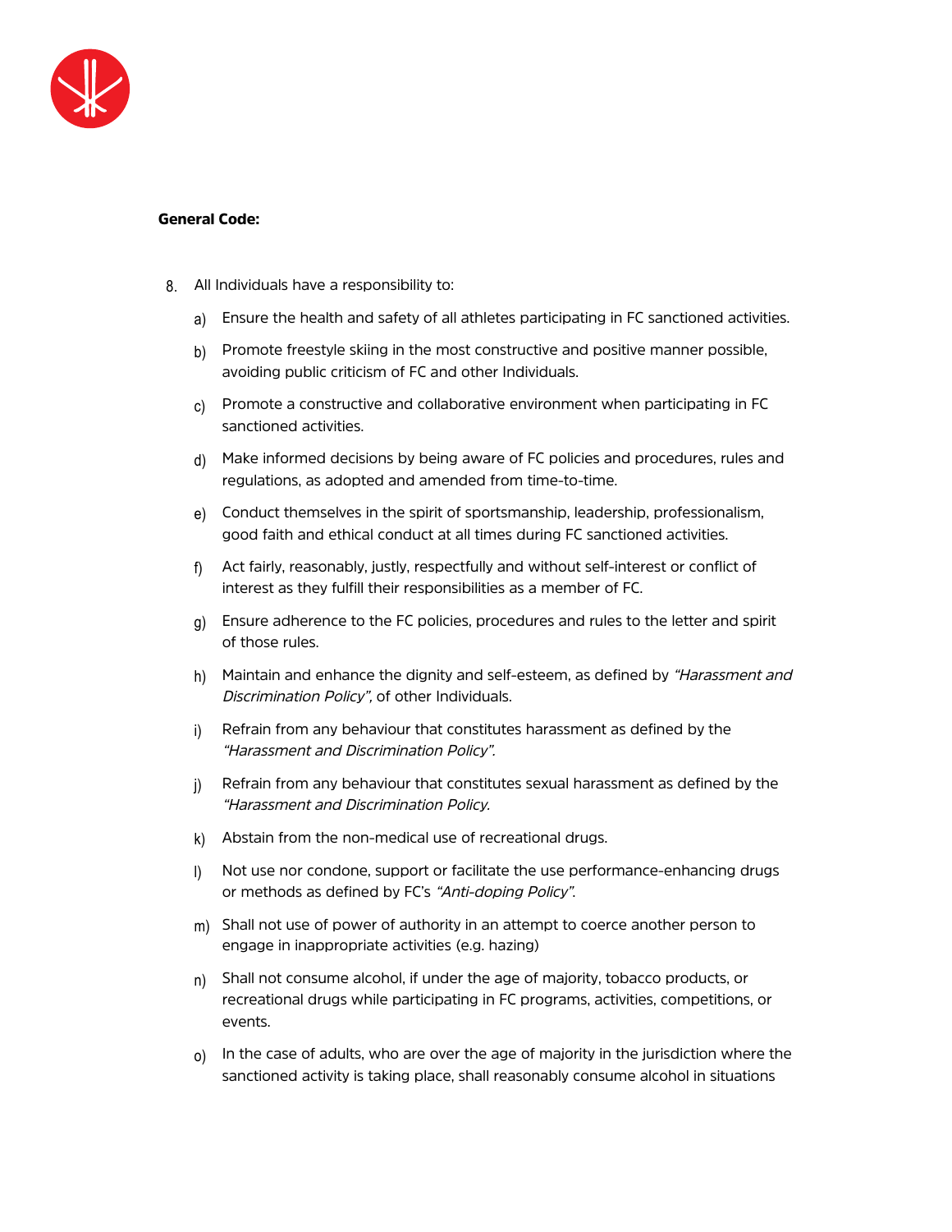**General Code:**

8. All Individuals have a responsibility to:

    a) Ensure the health and safety of all athletes participating in FC sanctioned activities.

    b) Promote freestyle skiing in the most constructive and positive manner possible, avoiding public criticism of FC and other Individuals.

    c) Promote a constructive and collaborative environment when participating in FC sanctioned activities.

    d) Make informed decisions by being aware of FC policies and procedures, rules and regulations, as adopted and amended from time-to-time.

    e) Conduct themselves in the spirit of sportsmanship, leadership, professionalism, good faith and ethical conduct at all times during FC sanctioned activities.

    f) Act fairly, reasonably, justly, respectfully and without self-interest or conflict of interest as they fulfill their responsibilities as a member of FC.

    g) Ensure adherence to the FC policies, procedures and rules to the letter and spirit of those rules.

    h) Maintain and enhance the dignity and self-esteem, as defined by *"Harassment and Discrimination Policy"*, of other Individuals.

    i) Refrain from any behaviour that constitutes harassment as defined by the *"Harassment and Discrimination Policy".*

    j) Refrain from any behaviour that constitutes sexual harassment as defined by the *"Harassment and Discrimination Policy.*

    k) Abstain from the non-medical use of recreational drugs.

    l) Not use nor condone, support or facilitate the use performance-enhancing drugs or methods as defined by FC's *"Anti-doping Policy".*

    m) Shall not use of power of authority in an attempt to coerce another person to engage in inappropriate activities (e.g. hazing)

    n) Shall not consume alcohol, if under the age of majority, tobacco products, or recreational drugs while participating in FC programs, activities, competitions, or events.

    o) In the case of adults, who are over the age of majority in the jurisdiction where the sanctioned activity is taking place, shall reasonably consume alcohol in situations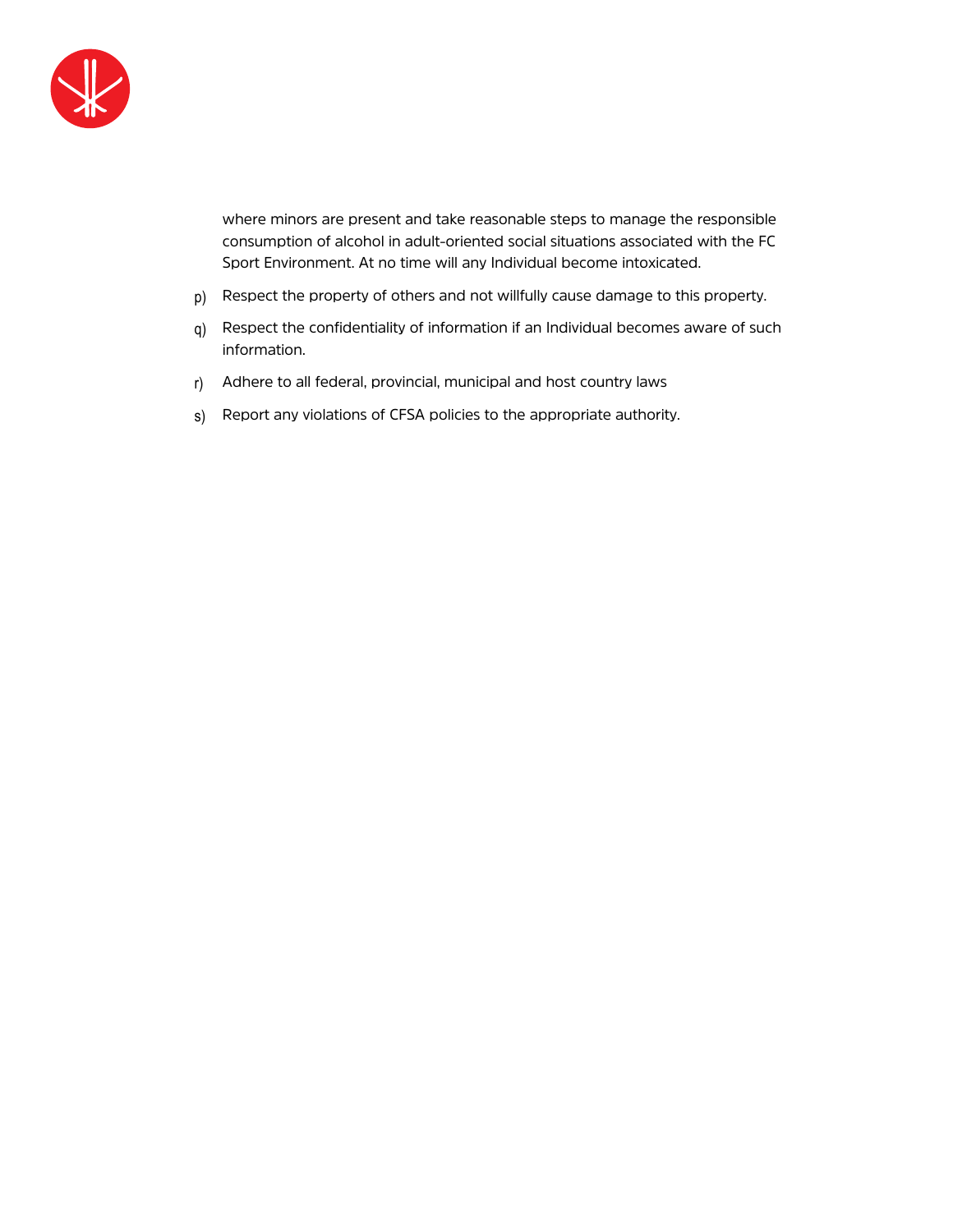where minors are present and take reasonable steps to manage the responsible consumption of alcohol in adult-oriented social situations associated with the FC Sport Environment. At no time will any Individual become intoxicated.

p) Respect the property of others and not willfully cause damage to this property.

q) Respect the confidentiality of information if an Individual becomes aware of such information.

r) Adhere to all federal, provincial, municipal and host country laws

s) Report any violations of CFSA policies to the appropriate authority.